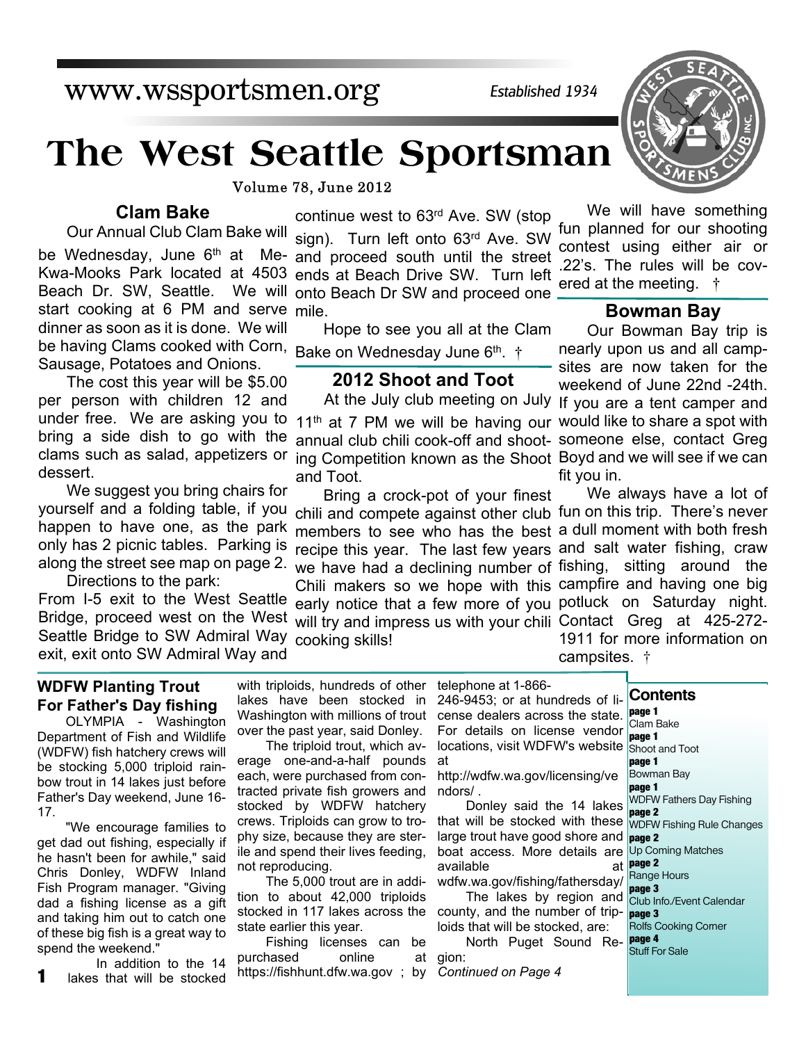www.wssportsmen.org

*Established 1934*

# The West Seattle Sportsman

Volume 78, June 2012

## Clam Bake

Our Annual Club Clam Bake will be Wednesday, June 6th at Me-Kwa-Mooks Park located at 4503 Beach Dr. SW, Seattle. We will start cooking at 6 PM and serve dinner as soon as it is done. We will be having Clams cooked with Corn, Sausage, Potatoes and Onions.

The cost this year will be $5.00 per person with children 12 and under free. We are asking you to bring a side dish to go with the clams such as salad, appetizers or dessert.

We suggest you bring chairs for yourself and a folding table, if you happen to have one, as the park only has 2 picnic tables. Parking is along the street see map on page 2.

Directions to the park:

From I-5 exit to the West Seattle Bridge, proceed west on the West Seattle Bridge to SW Admiral Way exit, exit onto SW Admiral Way and continue west to 63rd Ave. SW (stop sign). Turn left onto 63rd Ave. SW and proceed south until the street ends at Beach Drive SW. Turn left onto Beach Dr SW and proceed one mile.

Hope to see you all at the Clam Bake on Wednesday June 6th. †

## 2012 Shoot and Toot

At the July club meeting on July 11th at 7 PM we will be having our annual club chili cook-off and shooting Competition known as the Shoot and Toot.

Bring a crock-pot of your finest chili and compete against other club members to see who has the best recipe this year. The last few years we have had a declining number of Chili makers so we hope with this early notice that a few more of you will try and impress us with your chili cooking skills!

We will have something fun planned for our shooting contest using either air or .22's. The rules will be covered at the meeting. †

## Bowman Bay

Our Bowman Bay trip is nearly upon us and all campsites are now taken for the weekend of June 22nd -24th. If you are a tent camper and would like to share a spot with someone else, contact Greg Boyd and we will see if we can fit you in.

We always have a lot of fun on this trip. There's never a dull moment with both fresh and salt water fishing, craw fishing, sitting around the campfire and having one big potluck on Saturday night. Contact Greg at 425-272-1911 for more information on campsites. †

## WDFW Planting Trout For Father's Day fishing

OLYMPIA - Washington Department of Fish and Wildlife (WDFW) fish hatchery crews will be stocking 5,000 triploid rainbow trout in 14 lakes just before Father's Day weekend, June 16-17.

"We encourage families to get dad out fishing, especially if he hasn't been for awhile," said Chris Donley, WDFW Inland Fish Program manager. "Giving dad a fishing license as a gift and taking him out to catch one of these big fish is a great way to spend the weekend."

In addition to the 14 lakes that will be stocked with triploids, hundreds of other lakes have been stocked in Washington with millions of trout over the past year, said Donley.

The triploid trout, which average one-and-a-half pounds each, were purchased from contracted private fish growers and stocked by WDFW hatchery crews. Triploids can grow to trophy size, because they are sterile and spend their lives feeding, not reproducing.

The 5,000 trout are in addition to about 42,000 triploids stocked in 117 lakes across the state earlier this year.

Fishing licenses can be purchased online at https://fishhunt.dfw.wa.gov ; by telephone at 1-866-246-9453; or at hundreds of license dealers across the state. For details on license vendor locations, visit WDFW's website at http://wdfw.wa.gov/licensing/vendors/ .

Donley said the 14 lakes that will be stocked with these large trout have good shore and boat access. More details are available at wdfw.wa.gov/fishing/fathersday/

The lakes by region and county, and the number of triploids that will be stocked, are:

North Puget Sound Region:

*Continued on Page 4*

## Contents

**page 1** Clam Bake
**page 1** Shoot and Toot
**page 1** Bowman Bay
**page 1** WDFW Fathers Day Fishing
**page 2** WDFW Fishing Rule Changes
**page 2** Up Coming Matches
**page 2** Range Hours
**page 3** Club Info./Event Calendar
**page 3** Rolfs Cooking Corner
**page 4** Stuff For Sale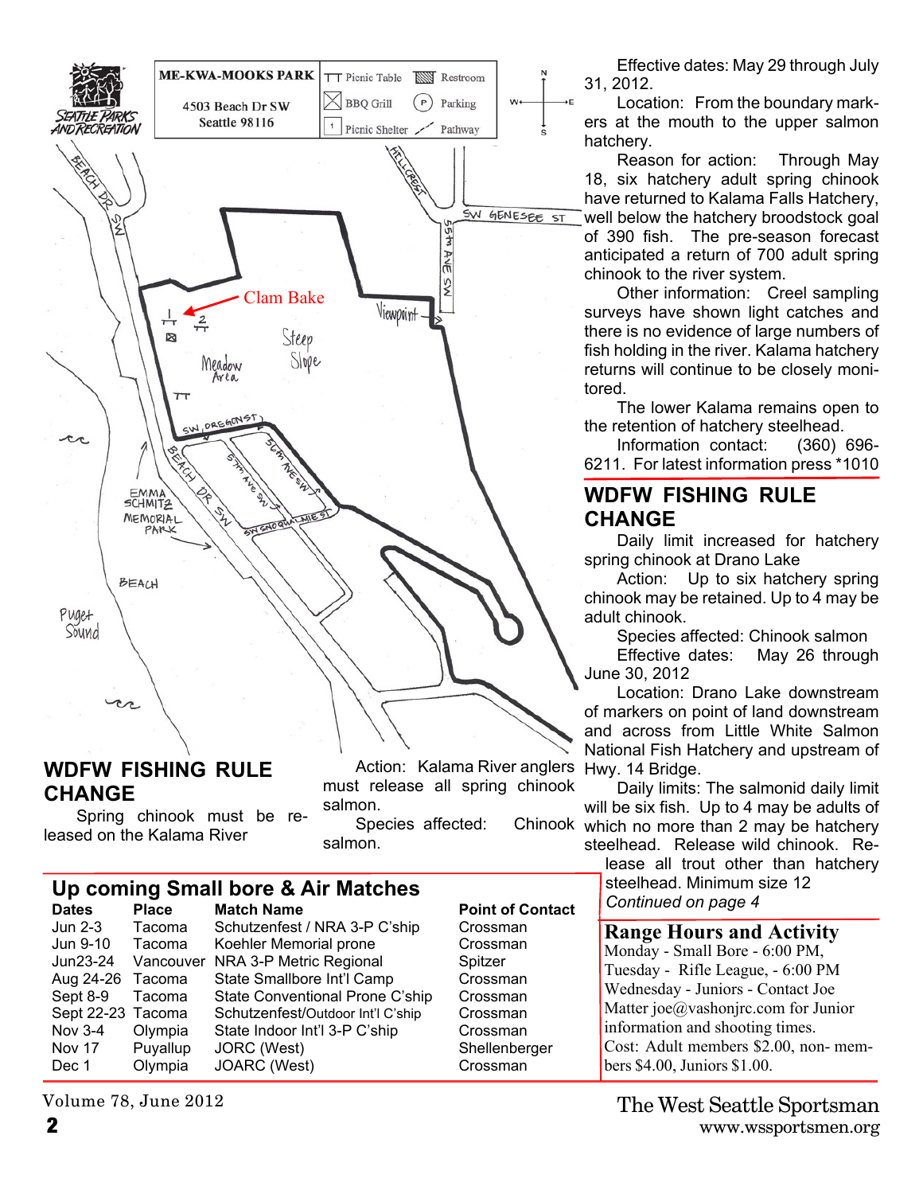ME-KWA-MOOKS PARK

4503 Beach Dr SW
Seattle 98116

Picnic Table · Restroom · BBQ Grill · Parking · Picnic Shelter · Pathway

Clam Bake

WDFW FISHING RULE CHANGE

Spring chinook must be released on the Kalama River

Action: Kalama River anglers must release all spring chinook salmon.

Species affected: Chinook salmon.

Effective dates: May 29 through July 31, 2012.

Location: From the boundary markers at the mouth to the upper salmon hatchery.

Reason for action: Through May 18, six hatchery adult spring chinook have returned to Kalama Falls Hatchery, well below the hatchery broodstock goal of 390 fish. The pre-season forecast anticipated a return of 700 adult spring chinook to the river system.

Other information: Creel sampling surveys have shown light catches and there is no evidence of large numbers of fish holding in the river. Kalama hatchery returns will continue to be closely monitored.

The lower Kalama remains open to the retention of hatchery steelhead.

Information contact: (360) 696-6211. For latest information press *1010

## WDFW FISHING RULE CHANGE

Daily limit increased for hatchery spring chinook at Drano Lake

Action: Up to six hatchery spring chinook may be retained. Up to 4 may be adult chinook.

Species affected: Chinook salmon

Effective dates: May 26 through June 30, 2012

Location: Drano Lake downstream of markers on point of land downstream and across from Little White Salmon National Fish Hatchery and upstream of Hwy. 14 Bridge.

Daily limits: The salmonid daily limit will be six fish. Up to 4 may be adults of which no more than 2 may be hatchery steelhead. Release wild chinook. Release all trout other than hatchery steelhead. Minimum size 12

*Continued on page 4*

## Up coming Small bore & Air Matches

| Dates | Place | Match Name | Point of Contact |
|---|---|---|---|
| Jun 2-3 | Tacoma | Schutzenfest / NRA 3-P C'ship | Crossman |
| Jun 9-10 | Tacoma | Koehler Memorial prone | Crossman |
| Jun23-24 | Vancouver | NRA 3-P Metric Regional | Spitzer |
| Aug 24-26 | Tacoma | State Smallbore Int'l Camp | Crossman |
| Sept 8-9 | Tacoma | State Conventional Prone C'ship | Crossman |
| Sept 22-23 | Tacoma | Schutzenfest/Outdoor Int'l C'ship | Crossman |
| Nov 3-4 | Olympia | State Indoor Int'l 3-P C'ship | Crossman |
| Nov 17 | Puyallup | JORC (West) | Shellenberger |
| Dec 1 | Olympia | JOARC (West) | Crossman |

## Range Hours and Activity

Monday - Small Bore - 6:00 PM,
Tuesday - Rifle League, - 6:00 PM
Wednesday - Juniors - Contact Joe Matter joe@vashonjrc.com for Junior information and shooting times.
Cost: Adult members $2.00, non- members $4.00, Juniors $1.00.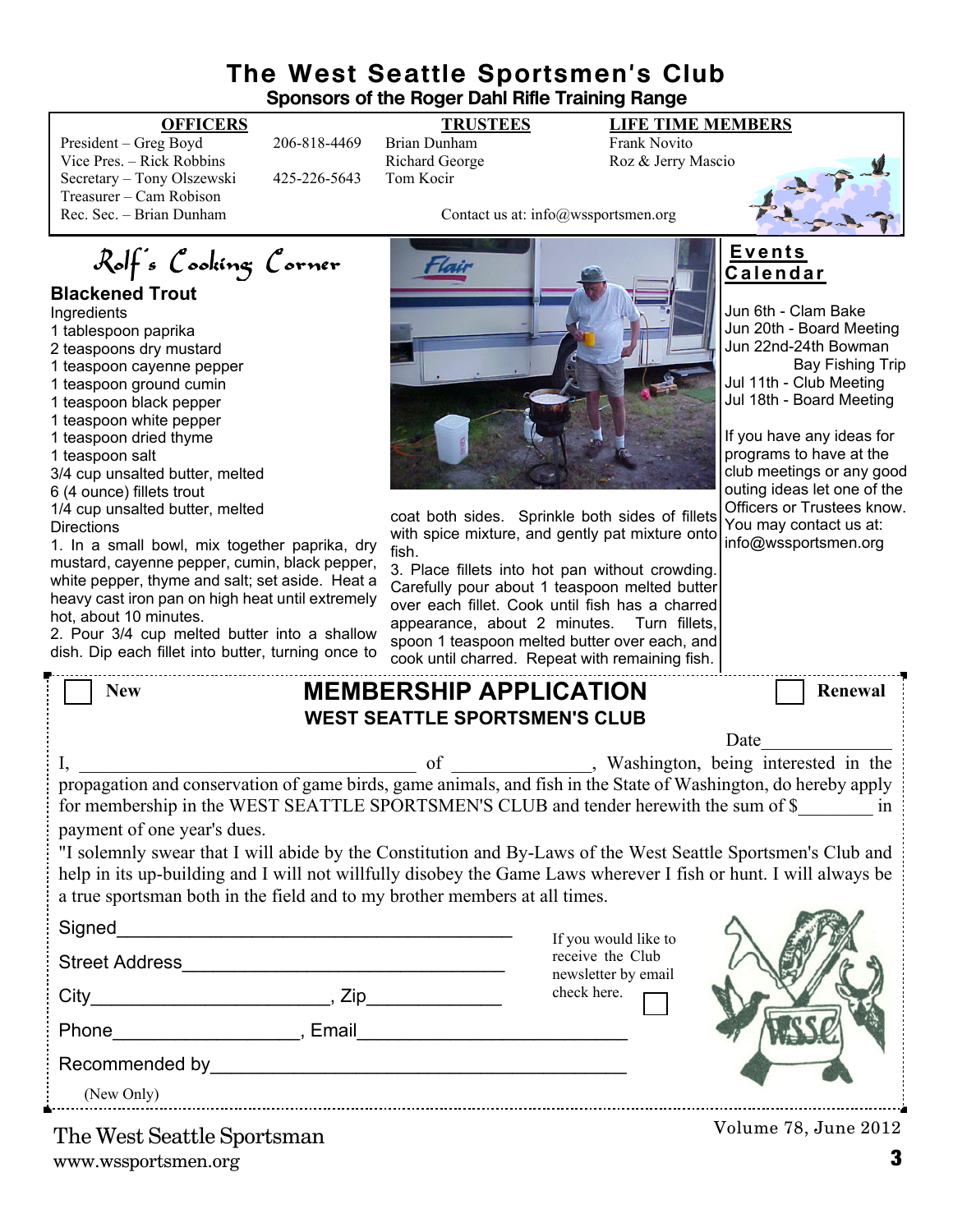# The West Seattle Sportsmen's Club

**Sponsors of the Roger Dahl Rifle Training Range**

| OFFICERS | | TRUSTEES | LIFE TIME MEMBERS |
|---|---|---|---|
| President – Greg Boyd | 206-818-4469 | Brian Dunham | Frank Novito |
| Vice Pres. – Rick Robbins | | Richard George | Roz & Jerry Mascio |
| Secretary – Tony Olszewski | 425-226-5643 | Tom Kocir | |
| Treasurer – Cam Robison | | | |
| Rec. Sec. – Brian Dunham | | | |

Contact us at: info@wssportsmen.org

## Rolf's Cooking Corner

### Blackened Trout

Ingredients

- 1 tablespoon paprika
- 2 teaspoons dry mustard
- 1 teaspoon cayenne pepper
- 1 teaspoon ground cumin
- 1 teaspoon black pepper
- 1 teaspoon white pepper
- 1 teaspoon dried thyme
- 1 teaspoon salt
- 3/4 cup unsalted butter, melted
- 6 (4 ounce) fillets trout
- 1/4 cup unsalted butter, melted

Directions

1. In a small bowl, mix together paprika, dry mustard, cayenne pepper, cumin, black pepper, white pepper, thyme and salt; set aside. Heat a heavy cast iron pan on high heat until extremely hot, about 10 minutes.
2. Pour 3/4 cup melted butter into a shallow dish. Dip each fillet into butter, turning once to coat both sides. Sprinkle both sides of fillets with spice mixture, and gently pat mixture onto fish.
3. Place fillets into hot pan without crowding. Carefully pour about 1 teaspoon melted butter over each fillet. Cook until fish has a charred appearance, about 2 minutes. Turn fillets, spoon 1 teaspoon melted butter over each, and cook until charred. Repeat with remaining fish.

## Events Calendar

- Jun 6th - Clam Bake
- Jun 20th - Board Meeting
- Jun 22nd-24th Bowman Bay Fishing Trip
- Jul 11th - Club Meeting
- Jul 18th - Board Meeting

If you have any ideas for programs to have at the club meetings or any good outing ideas let one of the Officers or Trustees know. You may contact us at: info@wssportsmen.org

---

☐ New ☐ Renewal

## MEMBERSHIP APPLICATION

**WEST SEATTLE SPORTSMEN'S CLUB**

Date______________

I, ___________________________________ of ______________, Washington, being interested in the propagation and conservation of game birds, game animals, and fish in the State of Washington, do hereby apply for membership in the WEST SEATTLE SPORTSMEN'S CLUB and tender herewith the sum of $________ in payment of one year's dues.

"I solemnly swear that I will abide by the Constitution and By-Laws of the West Seattle Sportsmen's Club and help in its up-building and I will not willfully disobey the Game Laws wherever I fish or hunt. I will always be a true sportsman both in the field and to my brother members at all times.

Signed_______________________________________

Street Address________________________________

City_______________________, Zip_____________

Phone__________________, Email__________________________

Recommended by________________________________________
(New Only)

If you would like to receive the Club newsletter by email check here. ☐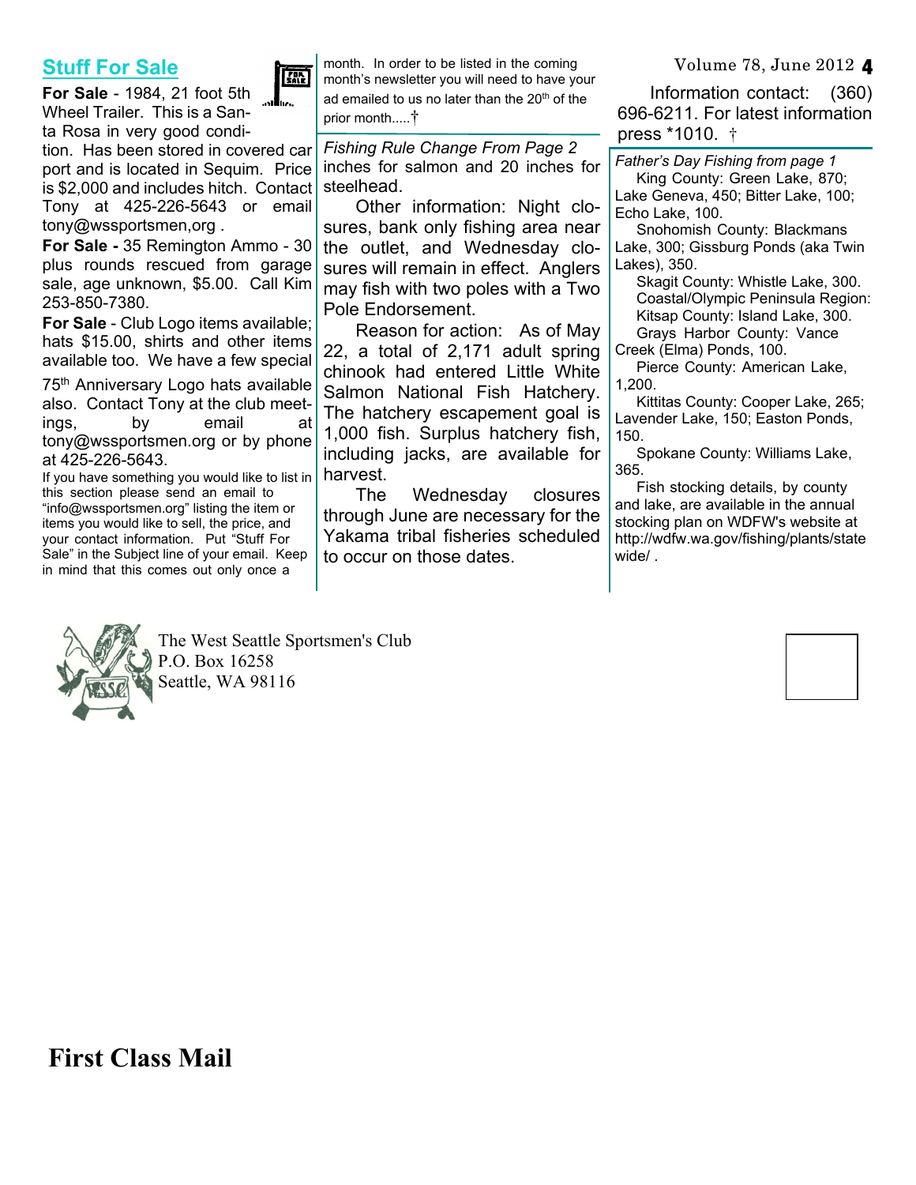## Stuff For Sale

**For Sale** - 1984, 21 foot 5th Wheel Trailer. This is a Santa Rosa in very good condition. Has been stored in covered car port and is located in Sequim. Price is $2,000 and includes hitch. Contact Tony at 425-226-5643 or email tony@wssportsmen,org .

**For Sale -** 35 Remington Ammo - 30 plus rounds rescued from garage sale, age unknown, $5.00. Call Kim 253-850-7380.

**For Sale** - Club Logo items available; hats $15.00, shirts and other items available too. We have a few special 75th Anniversary Logo hats available also. Contact Tony at the club meetings, by email at tony@wssportsmen.org or by phone at 425-226-5643.

If you have something you would like to list in this section please send an email to "info@wssportsmen.org" listing the item or items you would like to sell, the price, and your contact information. Put "Stuff For Sale" in the Subject line of your email. Keep in mind that this comes out only once a month. In order to be listed in the coming month's newsletter you will need to have your ad emailed to us no later than the 20th of the prior month.....†

*Fishing Rule Change From Page 2*

inches for salmon and 20 inches for steelhead.

Other information: Night closures, bank only fishing area near the outlet, and Wednesday closures will remain in effect. Anglers may fish with two poles with a Two Pole Endorsement.

Reason for action: As of May 22, a total of 2,171 adult spring chinook had entered Little White Salmon National Fish Hatchery. The hatchery escapement goal is 1,000 fish. Surplus hatchery fish, including jacks, are available for harvest.

The Wednesday closures through June are necessary for the Yakama tribal fisheries scheduled to occur on those dates.

Information contact: (360) 696-6211. For latest information press *1010. †

*Father's Day Fishing from page 1*

King County: Green Lake, 870; Lake Geneva, 450; Bitter Lake, 100; Echo Lake, 100.

Snohomish County: Blackmans Lake, 300; Gissburg Ponds (aka Twin Lakes), 350.

Skagit County: Whistle Lake, 300.

Coastal/Olympic Peninsula Region:

Kitsap County: Island Lake, 300.

Grays Harbor County: Vance Creek (Elma) Ponds, 100.

Pierce County: American Lake, 1,200.

Kittitas County: Cooper Lake, 265; Lavender Lake, 150; Easton Ponds, 150.

Spokane County: Williams Lake, 365.

Fish stocking details, by county and lake, are available in the annual stocking plan on WDFW's website at http://wdfw.wa.gov/fishing/plants/statewide/ .

The West Seattle Sportsmen's Club
P.O. Box 16258
Seattle, WA 98116

**First Class Mail**